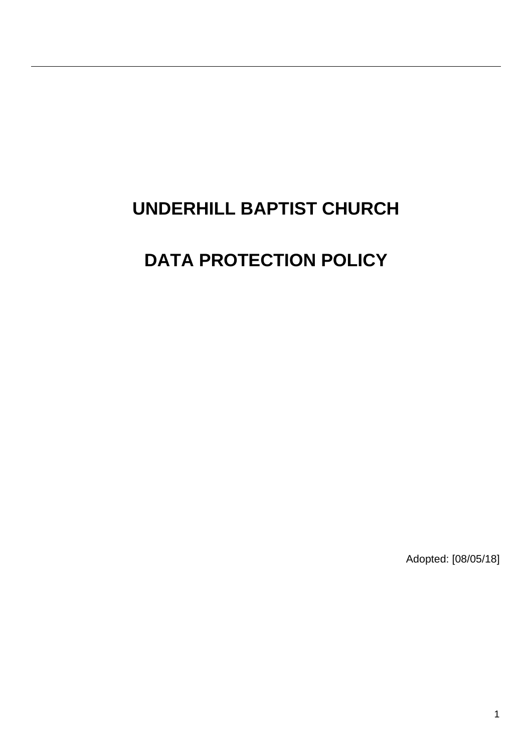# UNDERHILL BAPTIST CHURCH

# DATA PROTECTION POLICY

Adopted: [08/05/18]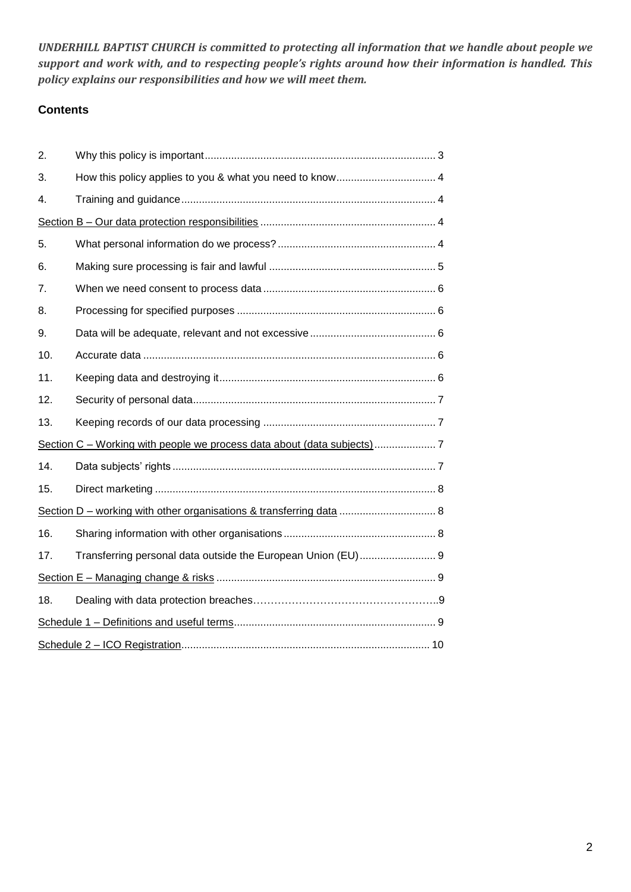***UNDERHILL BAPTIST CHURCH is committed to protecting all information that we handle about people we support and work with, and to respecting people's rights around how their information is handled. This policy explains our responsibilities and how we will meet them.***

## Contents

| | | |
|---|---|---|
| 2. | Why this policy is important | 3 |
| 3. | How this policy applies to you & what you need to know | 4 |
| 4. | Training and guidance | 4 |
| Section B – Our data protection responsibilities | | 4 |
| 5. | What personal information do we process? | 4 |
| 6. | Making sure processing is fair and lawful | 5 |
| 7. | When we need consent to process data | 6 |
| 8. | Processing for specified purposes | 6 |
| 9. | Data will be adequate, relevant and not excessive | 6 |
| 10. | Accurate data | 6 |
| 11. | Keeping data and destroying it | 6 |
| 12. | Security of personal data | 7 |
| 13. | Keeping records of our data processing | 7 |
| Section C – Working with people we process data about (data subjects) | | 7 |
| 14. | Data subjects' rights | 7 |
| 15. | Direct marketing | 8 |
| Section D – working with other organisations & transferring data | | 8 |
| 16. | Sharing information with other organisations | 8 |
| 17. | Transferring personal data outside the European Union (EU) | 9 |
| Section E – Managing change & risks | | 9 |
| 18. | Dealing with data protection breaches | 9 |
| Schedule 1 – Definitions and useful terms | | 9 |
| Schedule 2 – ICO Registration | | 10 |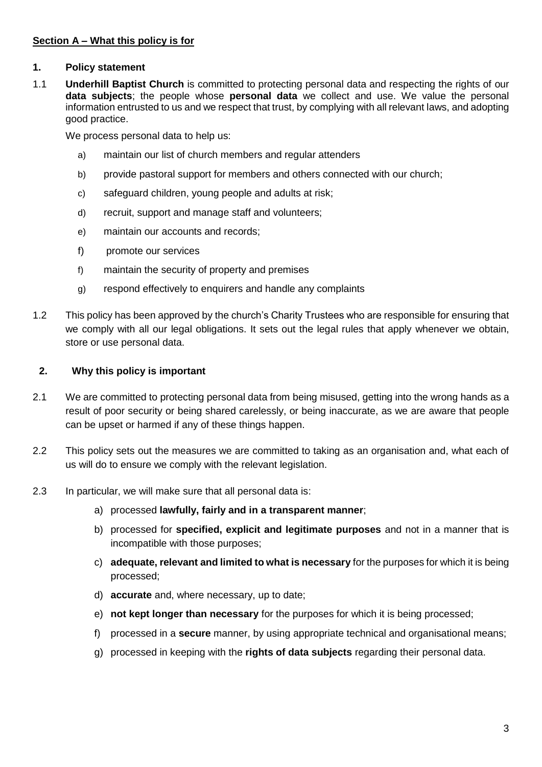**Section A – What this policy is for**

**1. Policy statement**

1.1 **Underhill Baptist Church** is committed to protecting personal data and respecting the rights of our **data subjects**; the people whose **personal data** we collect and use. We value the personal information entrusted to us and we respect that trust, by complying with all relevant laws, and adopting good practice.

We process personal data to help us:

a) maintain our list of church members and regular attenders

b) provide pastoral support for members and others connected with our church;

c) safeguard children, young people and adults at risk;

d) recruit, support and manage staff and volunteers;

e) maintain our accounts and records;

f) promote our services

f) maintain the security of property and premises

g) respond effectively to enquirers and handle any complaints

1.2 This policy has been approved by the church's Charity Trustees who are responsible for ensuring that we comply with all our legal obligations. It sets out the legal rules that apply whenever we obtain, store or use personal data.

**2. Why this policy is important**

2.1 We are committed to protecting personal data from being misused, getting into the wrong hands as a result of poor security or being shared carelessly, or being inaccurate, as we are aware that people can be upset or harmed if any of these things happen.

2.2 This policy sets out the measures we are committed to taking as an organisation and, what each of us will do to ensure we comply with the relevant legislation.

2.3 In particular, we will make sure that all personal data is:

a) processed **lawfully, fairly and in a transparent manner**;

b) processed for **specified, explicit and legitimate purposes** and not in a manner that is incompatible with those purposes;

c) **adequate, relevant and limited to what is necessary** for the purposes for which it is being processed;

d) **accurate** and, where necessary, up to date;

e) **not kept longer than necessary** for the purposes for which it is being processed;

f) processed in a **secure** manner, by using appropriate technical and organisational means;

g) processed in keeping with the **rights of data subjects** regarding their personal data.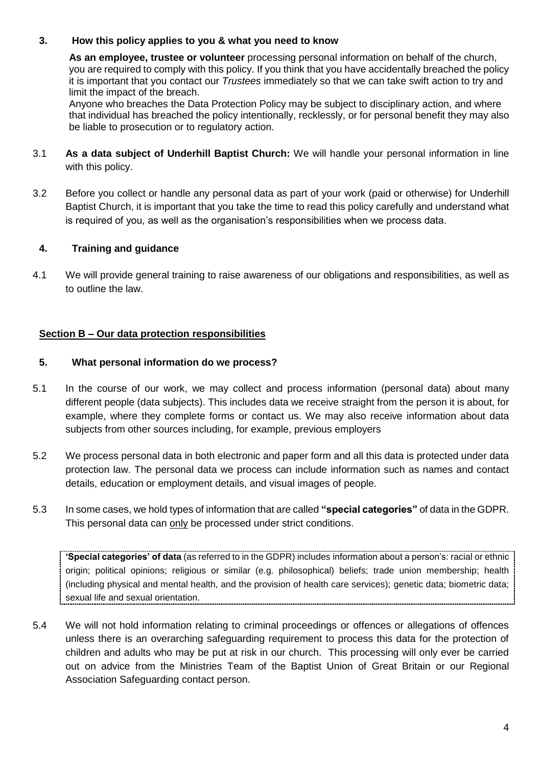## 3. How this policy applies to you & what you need to know

**As an employee, trustee or volunteer** processing personal information on behalf of the church, you are required to comply with this policy. If you think that you have accidentally breached the policy it is important that you contact our *Trustees* immediately so that we can take swift action to try and limit the impact of the breach.

Anyone who breaches the Data Protection Policy may be subject to disciplinary action, and where that individual has breached the policy intentionally, recklessly, or for personal benefit they may also be liable to prosecution or to regulatory action.

3.1 **As a data subject of Underhill Baptist Church:** We will handle your personal information in line with this policy.

3.2 Before you collect or handle any personal data as part of your work (paid or otherwise) for Underhill Baptist Church, it is important that you take the time to read this policy carefully and understand what is required of you, as well as the organisation's responsibilities when we process data.

## 4. Training and guidance

4.1 We will provide general training to raise awareness of our obligations and responsibilities, as well as to outline the law.

## Section B – Our data protection responsibilities

## 5. What personal information do we process?

5.1 In the course of our work, we may collect and process information (personal data) about many different people (data subjects). This includes data we receive straight from the person it is about, for example, where they complete forms or contact us. We may also receive information about data subjects from other sources including, for example, previous employers

5.2 We process personal data in both electronic and paper form and all this data is protected under data protection law. The personal data we process can include information such as names and contact details, education or employment details, and visual images of people.

5.3 In some cases, we hold types of information that are called **"special categories"** of data in the GDPR. This personal data can only be processed under strict conditions.

> **'Special categories' of data** (as referred to in the GDPR) includes information about a person's: racial or ethnic origin; political opinions; religious or similar (e.g. philosophical) beliefs; trade union membership; health (including physical and mental health, and the provision of health care services); genetic data; biometric data; sexual life and sexual orientation.

5.4 We will not hold information relating to criminal proceedings or offences or allegations of offences unless there is an overarching safeguarding requirement to process this data for the protection of children and adults who may be put at risk in our church. This processing will only ever be carried out on advice from the Ministries Team of the Baptist Union of Great Britain or our Regional Association Safeguarding contact person.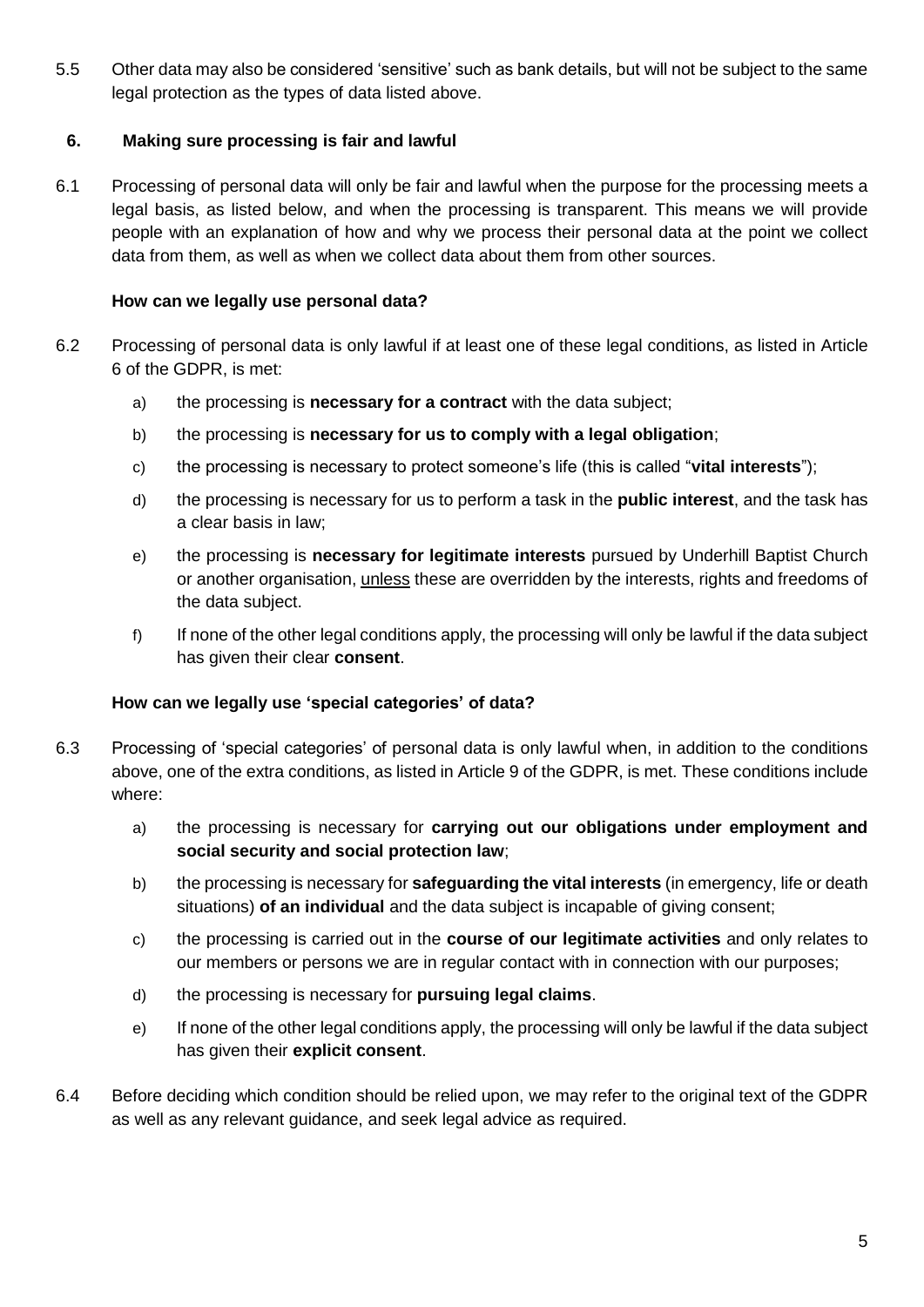5.5 Other data may also be considered 'sensitive' such as bank details, but will not be subject to the same legal protection as the types of data listed above.

## 6. Making sure processing is fair and lawful

6.1 Processing of personal data will only be fair and lawful when the purpose for the processing meets a legal basis, as listed below, and when the processing is transparent. This means we will provide people with an explanation of how and why we process their personal data at the point we collect data from them, as well as when we collect data about them from other sources.

### How can we legally use personal data?

6.2 Processing of personal data is only lawful if at least one of these legal conditions, as listed in Article 6 of the GDPR, is met:

a) the processing is **necessary for a contract** with the data subject;

b) the processing is **necessary for us to comply with a legal obligation**;

c) the processing is necessary to protect someone's life (this is called "**vital interests**");

d) the processing is necessary for us to perform a task in the **public interest**, and the task has a clear basis in law;

e) the processing is **necessary for legitimate interests** pursued by Underhill Baptist Church or another organisation, unless these are overridden by the interests, rights and freedoms of the data subject.

f) If none of the other legal conditions apply, the processing will only be lawful if the data subject has given their clear **consent**.

### How can we legally use 'special categories' of data?

6.3 Processing of 'special categories' of personal data is only lawful when, in addition to the conditions above, one of the extra conditions, as listed in Article 9 of the GDPR, is met. These conditions include where:

a) the processing is necessary for **carrying out our obligations under employment and social security and social protection law**;

b) the processing is necessary for **safeguarding the vital interests** (in emergency, life or death situations) **of an individual** and the data subject is incapable of giving consent;

c) the processing is carried out in the **course of our legitimate activities** and only relates to our members or persons we are in regular contact with in connection with our purposes;

d) the processing is necessary for **pursuing legal claims**.

e) If none of the other legal conditions apply, the processing will only be lawful if the data subject has given their **explicit consent**.

6.4 Before deciding which condition should be relied upon, we may refer to the original text of the GDPR as well as any relevant guidance, and seek legal advice as required.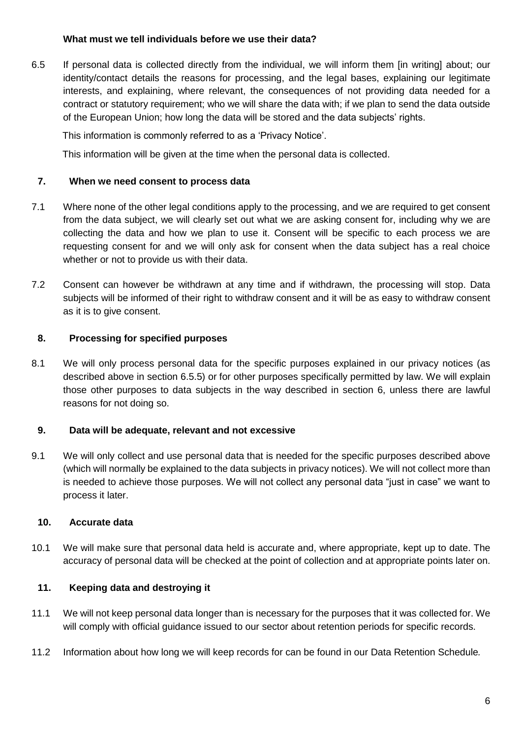**What must we tell individuals before we use their data?**

6.5 If personal data is collected directly from the individual, we will inform them [in writing] about; our identity/contact details the reasons for processing, and the legal bases, explaining our legitimate interests, and explaining, where relevant, the consequences of not providing data needed for a contract or statutory requirement; who we will share the data with; if we plan to send the data outside of the European Union; how long the data will be stored and the data subjects' rights.

This information is commonly referred to as a 'Privacy Notice'.

This information will be given at the time when the personal data is collected.

## 7. When we need consent to process data

7.1 Where none of the other legal conditions apply to the processing, and we are required to get consent from the data subject, we will clearly set out what we are asking consent for, including why we are collecting the data and how we plan to use it. Consent will be specific to each process we are requesting consent for and we will only ask for consent when the data subject has a real choice whether or not to provide us with their data.

7.2 Consent can however be withdrawn at any time and if withdrawn, the processing will stop. Data subjects will be informed of their right to withdraw consent and it will be as easy to withdraw consent as it is to give consent.

## 8. Processing for specified purposes

8.1 We will only process personal data for the specific purposes explained in our privacy notices (as described above in section 6.5.5) or for other purposes specifically permitted by law. We will explain those other purposes to data subjects in the way described in section 6, unless there are lawful reasons for not doing so.

## 9. Data will be adequate, relevant and not excessive

9.1 We will only collect and use personal data that is needed for the specific purposes described above (which will normally be explained to the data subjects in privacy notices). We will not collect more than is needed to achieve those purposes. We will not collect any personal data "just in case" we want to process it later.

## 10. Accurate data

10.1 We will make sure that personal data held is accurate and, where appropriate, kept up to date. The accuracy of personal data will be checked at the point of collection and at appropriate points later on.

## 11. Keeping data and destroying it

11.1 We will not keep personal data longer than is necessary for the purposes that it was collected for. We will comply with official guidance issued to our sector about retention periods for specific records.

11.2 Information about how long we will keep records for can be found in our Data Retention Schedule*.*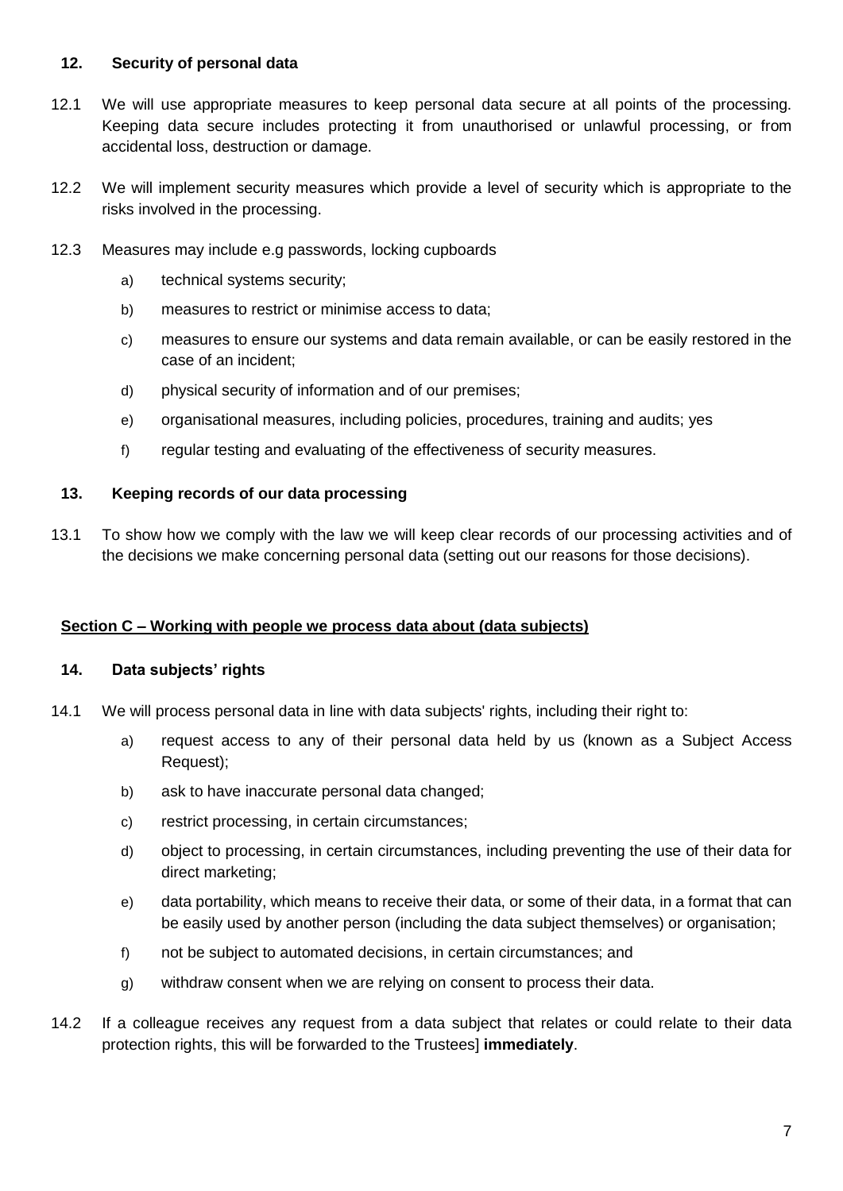## 12. Security of personal data

12.1 We will use appropriate measures to keep personal data secure at all points of the processing. Keeping data secure includes protecting it from unauthorised or unlawful processing, or from accidental loss, destruction or damage.

12.2 We will implement security measures which provide a level of security which is appropriate to the risks involved in the processing.

12.3 Measures may include e.g passwords, locking cupboards

- a) technical systems security;
- b) measures to restrict or minimise access to data;
- c) measures to ensure our systems and data remain available, or can be easily restored in the case of an incident;
- d) physical security of information and of our premises;
- e) organisational measures, including policies, procedures, training and audits; yes
- f) regular testing and evaluating of the effectiveness of security measures.

## 13. Keeping records of our data processing

13.1 To show how we comply with the law we will keep clear records of our processing activities and of the decisions we make concerning personal data (setting out our reasons for those decisions).

# Section C – Working with people we process data about (data subjects)

## 14. Data subjects' rights

14.1 We will process personal data in line with data subjects' rights, including their right to:

- a) request access to any of their personal data held by us (known as a Subject Access Request);
- b) ask to have inaccurate personal data changed;
- c) restrict processing, in certain circumstances;
- d) object to processing, in certain circumstances, including preventing the use of their data for direct marketing;
- e) data portability, which means to receive their data, or some of their data, in a format that can be easily used by another person (including the data subject themselves) or organisation;
- f) not be subject to automated decisions, in certain circumstances; and
- g) withdraw consent when we are relying on consent to process their data.

14.2 If a colleague receives any request from a data subject that relates or could relate to their data protection rights, this will be forwarded to the Trustees] **immediately**.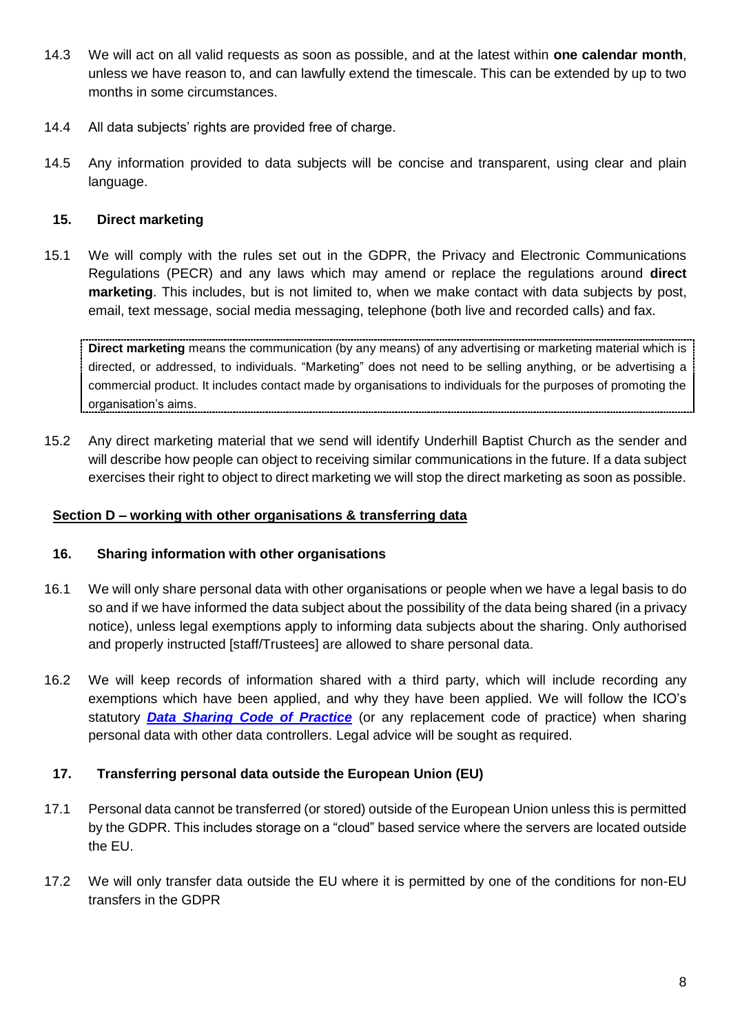14.3 We will act on all valid requests as soon as possible, and at the latest within **one calendar month**, unless we have reason to, and can lawfully extend the timescale. This can be extended by up to two months in some circumstances.

14.4 All data subjects' rights are provided free of charge.

14.5 Any information provided to data subjects will be concise and transparent, using clear and plain language.

### 15. Direct marketing

15.1 We will comply with the rules set out in the GDPR, the Privacy and Electronic Communications Regulations (PECR) and any laws which may amend or replace the regulations around **direct marketing**. This includes, but is not limited to, when we make contact with data subjects by post, email, text message, social media messaging, telephone (both live and recorded calls) and fax.

> **Direct marketing** means the communication (by any means) of any advertising or marketing material which is directed, or addressed, to individuals. "Marketing" does not need to be selling anything, or be advertising a commercial product. It includes contact made by organisations to individuals for the purposes of promoting the organisation's aims.

15.2 Any direct marketing material that we send will identify Underhill Baptist Church as the sender and will describe how people can object to receiving similar communications in the future. If a data subject exercises their right to object to direct marketing we will stop the direct marketing as soon as possible.

## Section D – working with other organisations & transferring data

### 16. Sharing information with other organisations

16.1 We will only share personal data with other organisations or people when we have a legal basis to do so and if we have informed the data subject about the possibility of the data being shared (in a privacy notice), unless legal exemptions apply to informing data subjects about the sharing. Only authorised and properly instructed [staff/Trustees] are allowed to share personal data.

16.2 We will keep records of information shared with a third party, which will include recording any exemptions which have been applied, and why they have been applied. We will follow the ICO's statutory ***Data Sharing Code of Practice*** (or any replacement code of practice) when sharing personal data with other data controllers. Legal advice will be sought as required.

### 17. Transferring personal data outside the European Union (EU)

17.1 Personal data cannot be transferred (or stored) outside of the European Union unless this is permitted by the GDPR. This includes storage on a "cloud" based service where the servers are located outside the EU.

17.2 We will only transfer data outside the EU where it is permitted by one of the conditions for non-EU transfers in the GDPR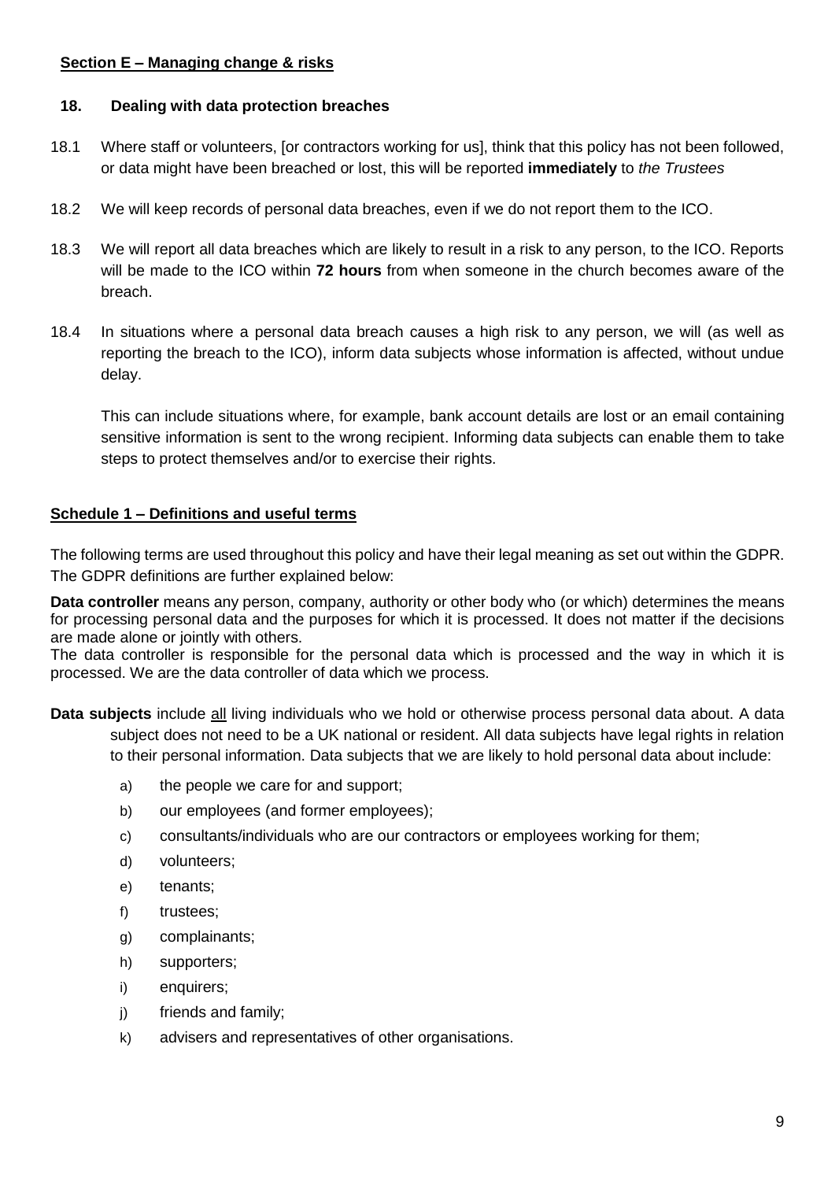**<u>Section E – Managing change & risks</u>**

### 18. Dealing with data protection breaches

18.1 Where staff or volunteers, [or contractors working for us], think that this policy has not been followed, or data might have been breached or lost, this will be reported **immediately** to *the Trustees*

18.2 We will keep records of personal data breaches, even if we do not report them to the ICO.

18.3 We will report all data breaches which are likely to result in a risk to any person, to the ICO. Reports will be made to the ICO within **72 hours** from when someone in the church becomes aware of the breach.

18.4 In situations where a personal data breach causes a high risk to any person, we will (as well as reporting the breach to the ICO), inform data subjects whose information is affected, without undue delay.

This can include situations where, for example, bank account details are lost or an email containing sensitive information is sent to the wrong recipient. Informing data subjects can enable them to take steps to protect themselves and/or to exercise their rights.

**<u>Schedule 1 – Definitions and useful terms</u>**

The following terms are used throughout this policy and have their legal meaning as set out within the GDPR. The GDPR definitions are further explained below:

**Data controller** means any person, company, authority or other body who (or which) determines the means for processing personal data and the purposes for which it is processed. It does not matter if the decisions are made alone or jointly with others.
The data controller is responsible for the personal data which is processed and the way in which it is processed. We are the data controller of data which we process.

**Data subjects** include <u>all</u> living individuals who we hold or otherwise process personal data about. A data subject does not need to be a UK national or resident. All data subjects have legal rights in relation to their personal information. Data subjects that we are likely to hold personal data about include:

a) the people we care for and support;
b) our employees (and former employees);
c) consultants/individuals who are our contractors or employees working for them;
d) volunteers;
e) tenants;
f) trustees;
g) complainants;
h) supporters;
i) enquirers;
j) friends and family;
k) advisers and representatives of other organisations.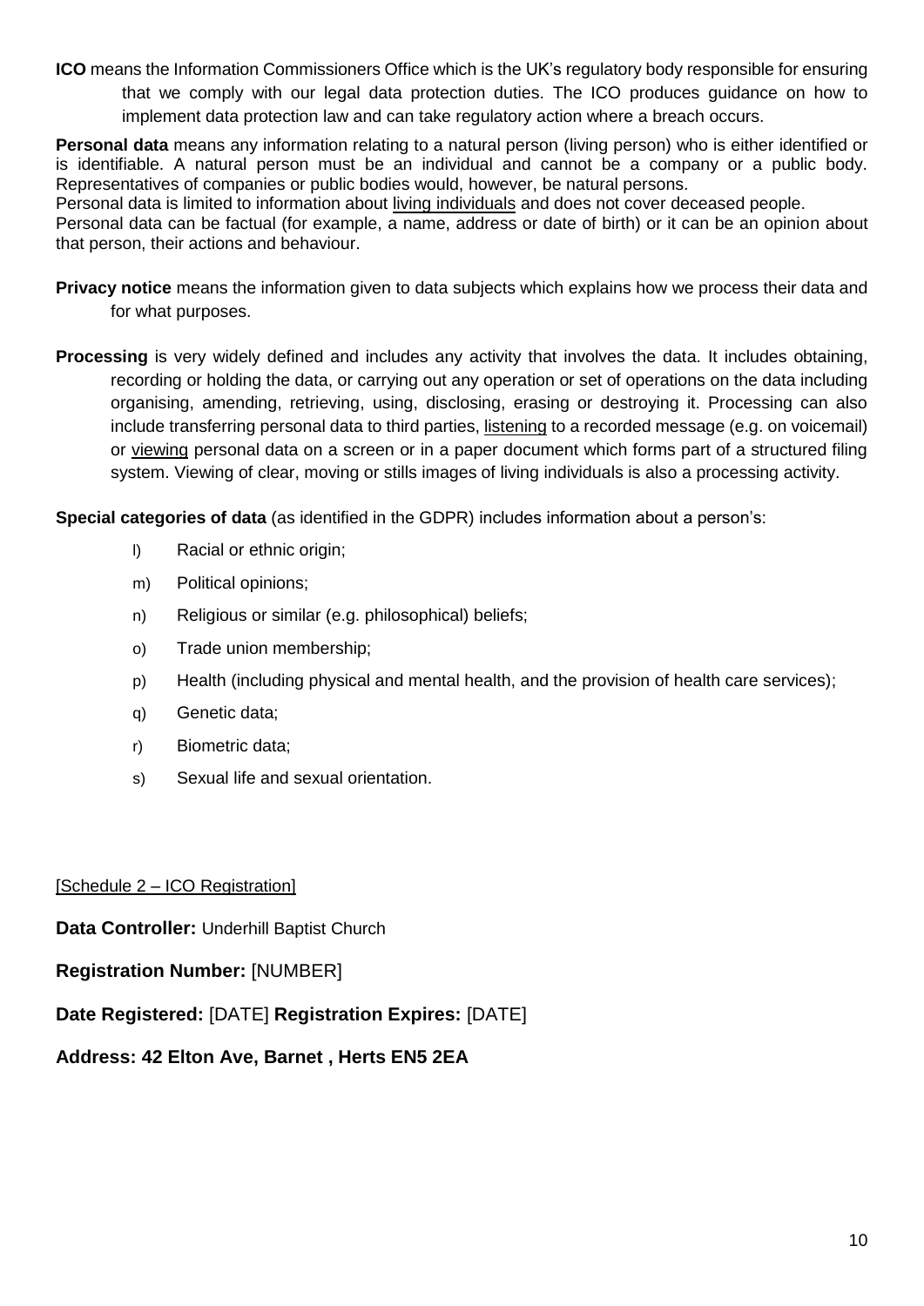**ICO** means the Information Commissioners Office which is the UK's regulatory body responsible for ensuring that we comply with our legal data protection duties. The ICO produces guidance on how to implement data protection law and can take regulatory action where a breach occurs.

**Personal data** means any information relating to a natural person (living person) who is either identified or is identifiable. A natural person must be an individual and cannot be a company or a public body. Representatives of companies or public bodies would, however, be natural persons.
Personal data is limited to information about living individuals and does not cover deceased people.
Personal data can be factual (for example, a name, address or date of birth) or it can be an opinion about that person, their actions and behaviour.

**Privacy notice** means the information given to data subjects which explains how we process their data and for what purposes.

**Processing** is very widely defined and includes any activity that involves the data. It includes obtaining, recording or holding the data, or carrying out any operation or set of operations on the data including organising, amending, retrieving, using, disclosing, erasing or destroying it. Processing can also include transferring personal data to third parties, listening to a recorded message (e.g. on voicemail) or viewing personal data on a screen or in a paper document which forms part of a structured filing system. Viewing of clear, moving or stills images of living individuals is also a processing activity.

**Special categories of data** (as identified in the GDPR) includes information about a person's:

l) Racial or ethnic origin;

m) Political opinions;

n) Religious or similar (e.g. philosophical) beliefs;

o) Trade union membership;

p) Health (including physical and mental health, and the provision of health care services);

q) Genetic data;

r) Biometric data;

s) Sexual life and sexual orientation.

[Schedule 2 – ICO Registration]

**Data Controller:** Underhill Baptist Church

**Registration Number:** [NUMBER]

**Date Registered:** [DATE] **Registration Expires:** [DATE]

**Address: 42 Elton Ave, Barnet , Herts EN5 2EA**